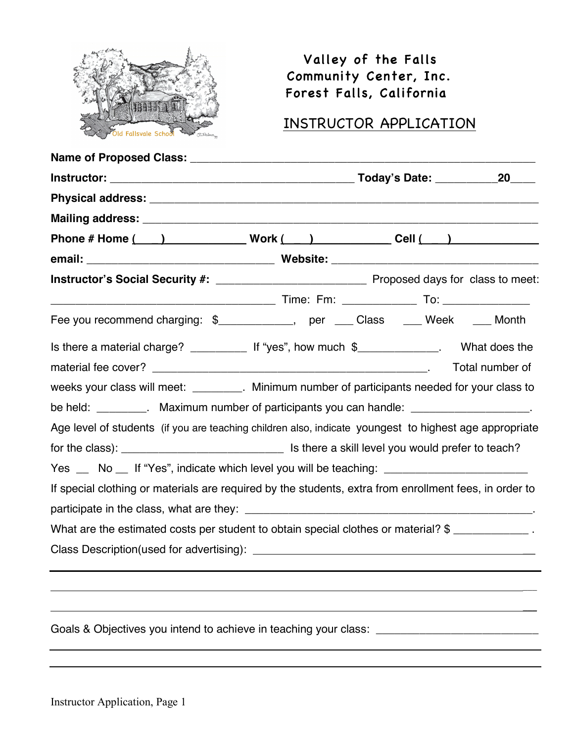Valley of the Falls
Community Center, Inc.
Forest Falls, California

# INSTRUCTOR APPLICATION

**Name of Proposed Class:** ____________________________________________________

**Instructor:** ______________________________________ **Today's Date:** __________**20**____

**Physical address:** ____________________________________________________________

**Mailing address:** _____________________________________________________________

**Phone # Home (____)____________ Work (___)___________ Cell (___)_____________**

**email:** ______________________________ **Website:** __________________________________

**Instructor's Social Security #:** ________________________ Proposed days for class to meet: ____________________________________ Time: Fm: ____________ To: ______________

Fee you recommend charging: $____________, per ___ Class ___ Week ___ Month

Is there a material charge? _________ If "yes", how much $_____________. What does the material fee cover? ____________________________________________. Total number of weeks your class will meet: ________. Minimum number of participants needed for your class to be held: ________. Maximum number of participants you can handle: __________________.

Age level of students (if you are teaching children also, indicate youngest to highest age appropriate for the class): __________________________ Is there a skill level you would prefer to teach? Yes __ No __ If "Yes", indicate which level you will be teaching: _______________________

If special clothing or materials are required by the students, extra from enrollment fees, in order to participate in the class, what are they: ______________________________________________.

What are the estimated costs per student to obtain special clothes or material? $ ____________ .

Class Description(used for advertising): ______________________________________________

_____________________________________________________________________________

_____________________________________________________________________________

_____________________________________________________________________________

Goals & Objectives you intend to achieve in teaching your class: __________________________

_____________________________________________________________________________

_____________________________________________________________________________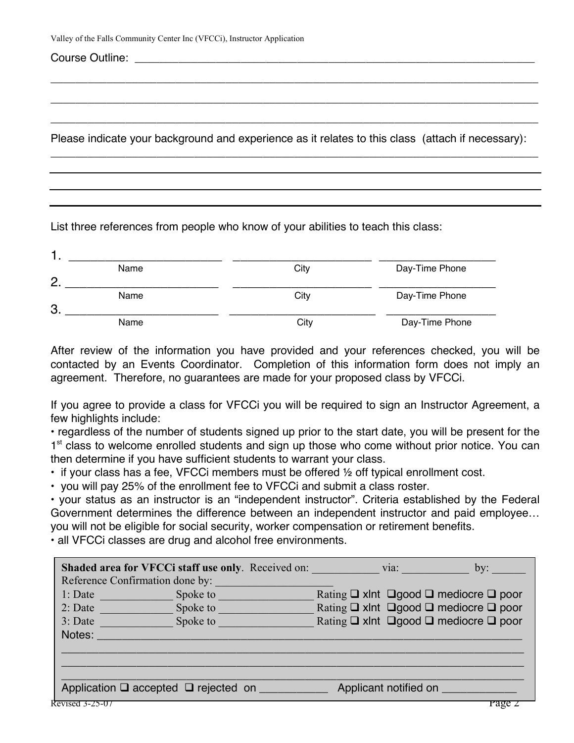Course Outline: ______________________________________________________________

______________________________________________________________________________

______________________________________________________________________________

______________________________________________________________________________

Please indicate your background and experience as it relates to this class (attach if necessary):

______________________________________________________________________________

______________________________________________________________________________

______________________________________________________________________________

______________________________________________________________________________

List three references from people who know of your abilities to teach this class:

| | Name | City | Day-Time Phone |
|---|---|---|---|
| 1. | ______________________ | ______________________ | __________________ |
| 2. | ______________________ | ______________________ | __________________ |
| 3. | ______________________ | ______________________ | __________________ |

After review of the information you have provided and your references checked, you will be contacted by an Events Coordinator. Completion of this information form does not imply an agreement. Therefore, no guarantees are made for your proposed class by VFCCi.

If you agree to provide a class for VFCCi you will be required to sign an Instructor Agreement, a few highlights include:

- regardless of the number of students signed up prior to the start date, you will be present for the 1st class to welcome enrolled students and sign up those who come without prior notice. You can then determine if you have sufficient students to warrant your class.
- if your class has a fee, VFCCi members must be offered ½ off typical enrollment cost.
- you will pay 25% of the enrollment fee to VFCCi and submit a class roster.
- your status as an instructor is an "independent instructor". Criteria established by the Federal Government determines the difference between an independent instructor and paid employee… you will not be eligible for social security, worker compensation or retirement benefits.
- all VFCCi classes are drug and alcohol free environments.

**Shaded area for VFCCi staff use only**. Received on: ____________ via: ____________ by: ______

Reference Confirmation done by: ____________________

1: Date _____________ Spoke to _________________ Rating ❑ xlnt ❑good ❑ mediocre ❑ poor

2: Date _____________ Spoke to _________________ Rating ❑ xlnt ❑good ❑ mediocre ❑ poor

3: Date _____________ Spoke to _________________ Rating ❑ xlnt ❑good ❑ mediocre ❑ poor

Notes: _______________________________________________________________________

______________________________________________________________________________

______________________________________________________________________________

______________________________________________________________________________

Application ❑ accepted ❑ rejected on ___________ Applicant notified on ____________

Revised 3-25-07